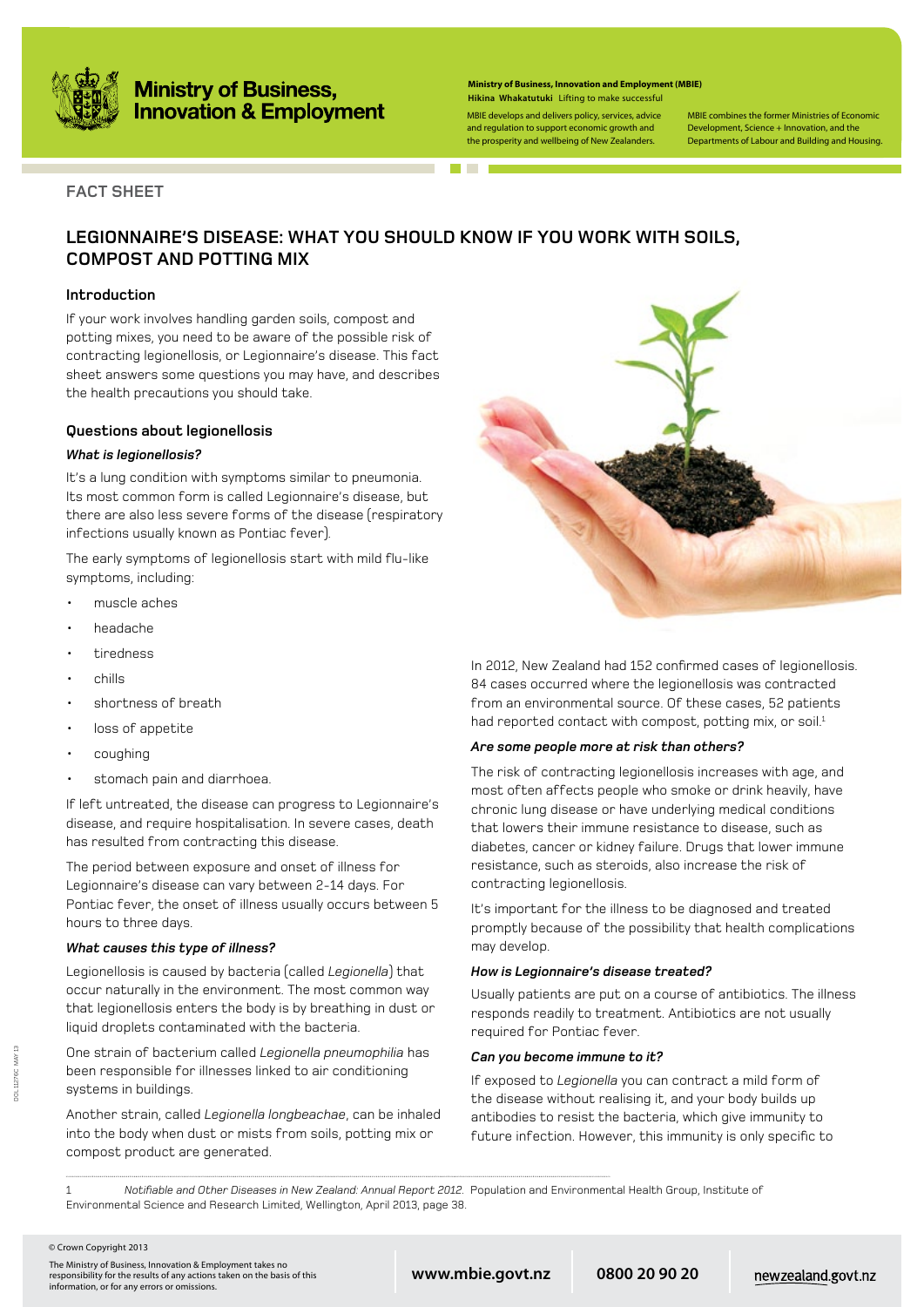# Ministry of Business, Innovation & Employment

**Ministry of Business, Innovation and Employment (MBIE)**
**Hikina Whakatutuki** Lifting to make successful

MBIE develops and delivers policy, services, advice and regulation to support economic growth and the prosperity and wellbeing of New Zealanders.

MBIE combines the former Ministries of Economic Development, Science + Innovation, and the Departments of Labour and Building and Housing.

**FACT SHEET**

## LEGIONNAIRE'S DISEASE: WHAT YOU SHOULD KNOW IF YOU WORK WITH SOILS, COMPOST AND POTTING MIX

### Introduction

If your work involves handling garden soils, compost and potting mixes, you need to be aware of the possible risk of contracting legionellosis, or Legionnaire's disease. This fact sheet answers some questions you may have, and describes the health precautions you should take.

### Questions about legionellosis

***What is legionellosis?***

It's a lung condition with symptoms similar to pneumonia. Its most common form is called Legionnaire's disease, but there are also less severe forms of the disease (respiratory infections usually known as Pontiac fever).

The early symptoms of legionellosis start with mild flu-like symptoms, including:

- muscle aches
- headache
- tiredness
- chills
- shortness of breath
- loss of appetite
- coughing
- stomach pain and diarrhoea.

If left untreated, the disease can progress to Legionnaire's disease, and require hospitalisation. In severe cases, death has resulted from contracting this disease.

The period between exposure and onset of illness for Legionnaire's disease can vary between 2-14 days. For Pontiac fever, the onset of illness usually occurs between 5 hours to three days.

***What causes this type of illness?***

Legionellosis is caused by bacteria (called *Legionella*) that occur naturally in the environment. The most common way that legionellosis enters the body is by breathing in dust or liquid droplets contaminated with the bacteria.

One strain of bacterium called *Legionella pneumophilia* has been responsible for illnesses linked to air conditioning systems in buildings.

Another strain, called *Legionella longbeachae*, can be inhaled into the body when dust or mists from soils, potting mix or compost product are generated.

In 2012, New Zealand had 152 confirmed cases of legionellosis. 84 cases occurred where the legionellosis was contracted from an environmental source. Of these cases, 52 patients had reported contact with compost, potting mix, or soil.[1]

***Are some people more at risk than others?***

The risk of contracting legionellosis increases with age, and most often affects people who smoke or drink heavily, have chronic lung disease or have underlying medical conditions that lowers their immune resistance to disease, such as diabetes, cancer or kidney failure. Drugs that lower immune resistance, such as steroids, also increase the risk of contracting legionellosis.

It's important for the illness to be diagnosed and treated promptly because of the possibility that health complications may develop.

***How is Legionnaire's disease treated?***

Usually patients are put on a course of antibiotics. The illness responds readily to treatment. Antibiotics are not usually required for Pontiac fever.

***Can you become immune to it?***

If exposed to *Legionella* you can contract a mild form of the disease without realising it, and your body builds up antibodies to resist the bacteria, which give immunity to future infection. However, this immunity is only specific to

---

1 *Notifiable and Other Diseases in New Zealand: Annual Report 2012.* Population and Environmental Health Group, Institute of Environmental Science and Research Limited, Wellington, April 2013, page 38.

© Crown Copyright 2013

The Ministry of Business, Innovation & Employment takes no responsibility for the results of any actions taken on the basis of this information, or for any errors or omissions.

**www.mbie.govt.nz** **0800 20 90 20** newzealand.govt.nz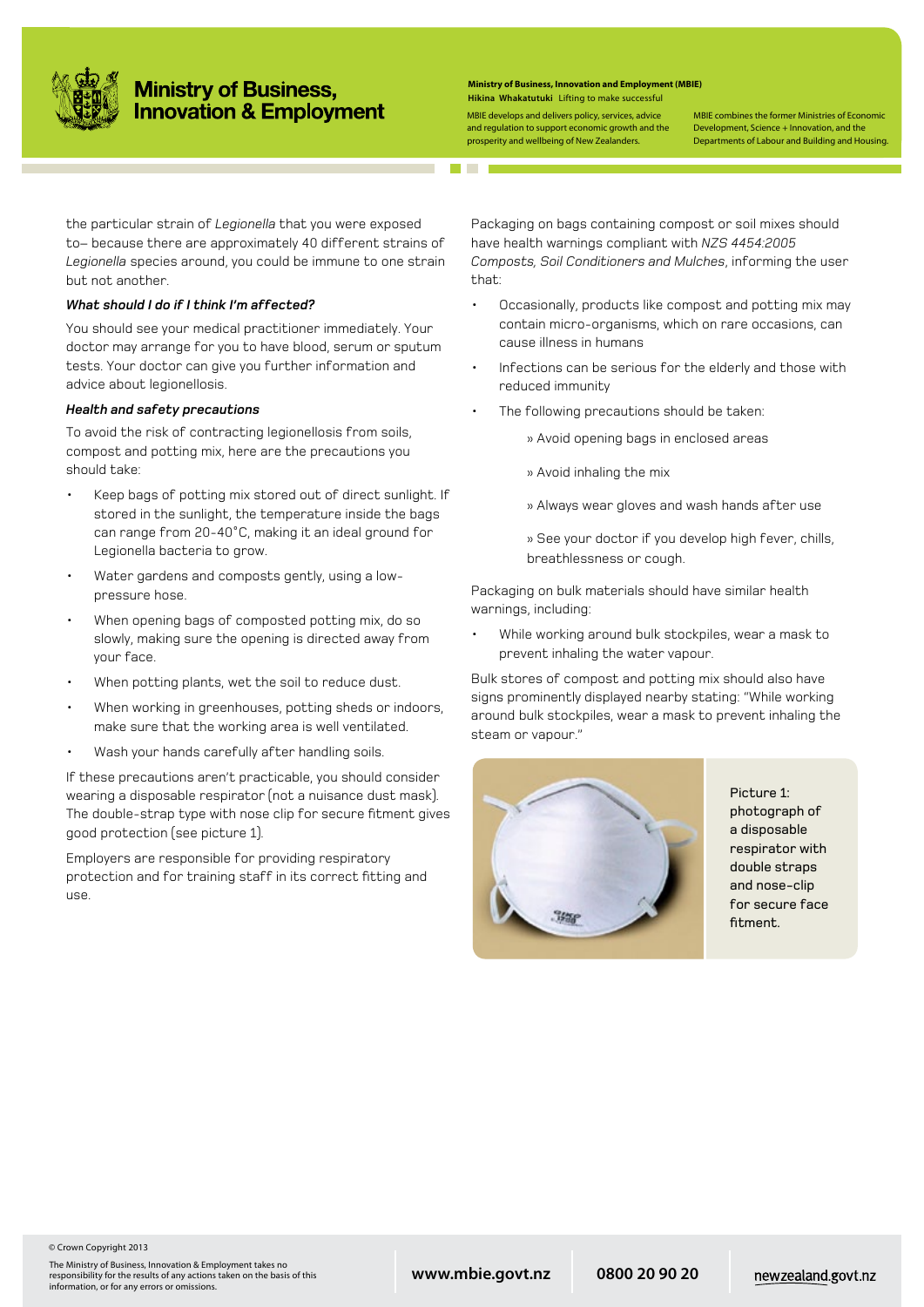the particular strain of *Legionella* that you were exposed to– because there are approximately 40 different strains of *Legionella* species around, you could be immune to one strain but not another.

***What should I do if I think I'm affected?***

You should see your medical practitioner immediately. Your doctor may arrange for you to have blood, serum or sputum tests. Your doctor can give you further information and advice about legionellosis.

***Health and safety precautions***

To avoid the risk of contracting legionellosis from soils, compost and potting mix, here are the precautions you should take:

- Keep bags of potting mix stored out of direct sunlight. If stored in the sunlight, the temperature inside the bags can range from 20-40°C, making it an ideal ground for Legionella bacteria to grow.
- Water gardens and composts gently, using a low-pressure hose.
- When opening bags of composted potting mix, do so slowly, making sure the opening is directed away from your face.
- When potting plants, wet the soil to reduce dust.
- When working in greenhouses, potting sheds or indoors, make sure that the working area is well ventilated.
- Wash your hands carefully after handling soils.

If these precautions aren't practicable, you should consider wearing a disposable respirator (not a nuisance dust mask). The double-strap type with nose clip for secure fitment gives good protection (see picture 1).

Employers are responsible for providing respiratory protection and for training staff in its correct fitting and use.

Packaging on bags containing compost or soil mixes should have health warnings compliant with *NZS 4454:2005 Composts, Soil Conditioners and Mulches*, informing the user that:

- Occasionally, products like compost and potting mix may contain micro-organisms, which on rare occasions, can cause illness in humans
- Infections can be serious for the elderly and those with reduced immunity
- The following precautions should be taken:
  - » Avoid opening bags in enclosed areas
  - » Avoid inhaling the mix
  - » Always wear gloves and wash hands after use
  - » See your doctor if you develop high fever, chills, breathlessness or cough.

Packaging on bulk materials should have similar health warnings, including:

- While working around bulk stockpiles, wear a mask to prevent inhaling the water vapour.

Bulk stores of compost and potting mix should also have signs prominently displayed nearby stating: "While working around bulk stockpiles, wear a mask to prevent inhaling the steam or vapour."

Picture 1: photograph of a disposable respirator with double straps and nose-clip for secure face fitment.

© Crown Copyright 2013

The Ministry of Business, Innovation & Employment takes no responsibility for the results of any actions taken on the basis of this information, or for any errors or omissions.